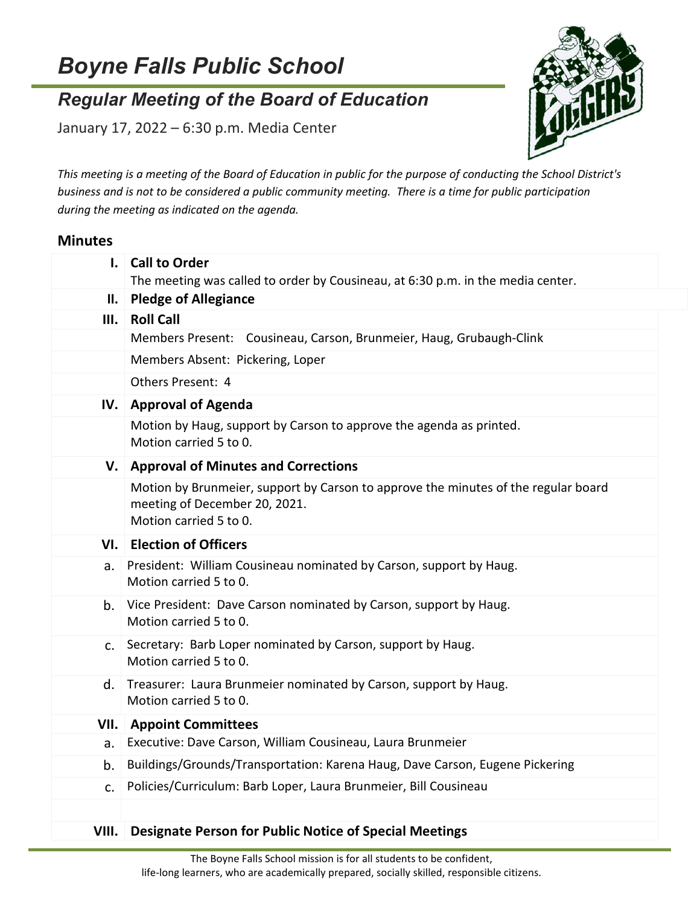# Boyne Falls Public School

## Regular Meeting of the Board of Education

January 17, 2022 – 6:30 p.m. Media Center

*This meeting is a meeting of the Board of Education in public for the purpose of conducting the School District's business and is not to be considered a public community meeting. There is a time for public participation during the meeting as indicated on the agenda.*

### Minutes

| | |
|---|---|
| **I.** | **Call to Order**<br>The meeting was called to order by Cousineau, at 6:30 p.m. in the media center. |
| **II.** | **Pledge of Allegiance** |
| **III.** | **Roll Call** |
| | Members Present: Cousineau, Carson, Brunmeier, Haug, Grubaugh-Clink |
| | Members Absent: Pickering, Loper |
| | Others Present: 4 |
| **IV.** | **Approval of Agenda** |
| | Motion by Haug, support by Carson to approve the agenda as printed.<br>Motion carried 5 to 0. |
| **V.** | **Approval of Minutes and Corrections** |
| | Motion by Brunmeier, support by Carson to approve the minutes of the regular board meeting of December 20, 2021.<br>Motion carried 5 to 0. |
| **VI.** | **Election of Officers** |
| a. | President: William Cousineau nominated by Carson, support by Haug.<br>Motion carried 5 to 0. |
| b. | Vice President: Dave Carson nominated by Carson, support by Haug.<br>Motion carried 5 to 0. |
| c. | Secretary: Barb Loper nominated by Carson, support by Haug.<br>Motion carried 5 to 0. |
| d. | Treasurer: Laura Brunmeier nominated by Carson, support by Haug.<br>Motion carried 5 to 0. |
| **VII.** | **Appoint Committees** |
| a. | Executive: Dave Carson, William Cousineau, Laura Brunmeier |
| b. | Buildings/Grounds/Transportation: Karena Haug, Dave Carson, Eugene Pickering |
| c. | Policies/Curriculum: Barb Loper, Laura Brunmeier, Bill Cousineau |
| | |
| **VIII.** | **Designate Person for Public Notice of Special Meetings** |

The Boyne Falls School mission is for all students to be confident, life-long learners, who are academically prepared, socially skilled, responsible citizens.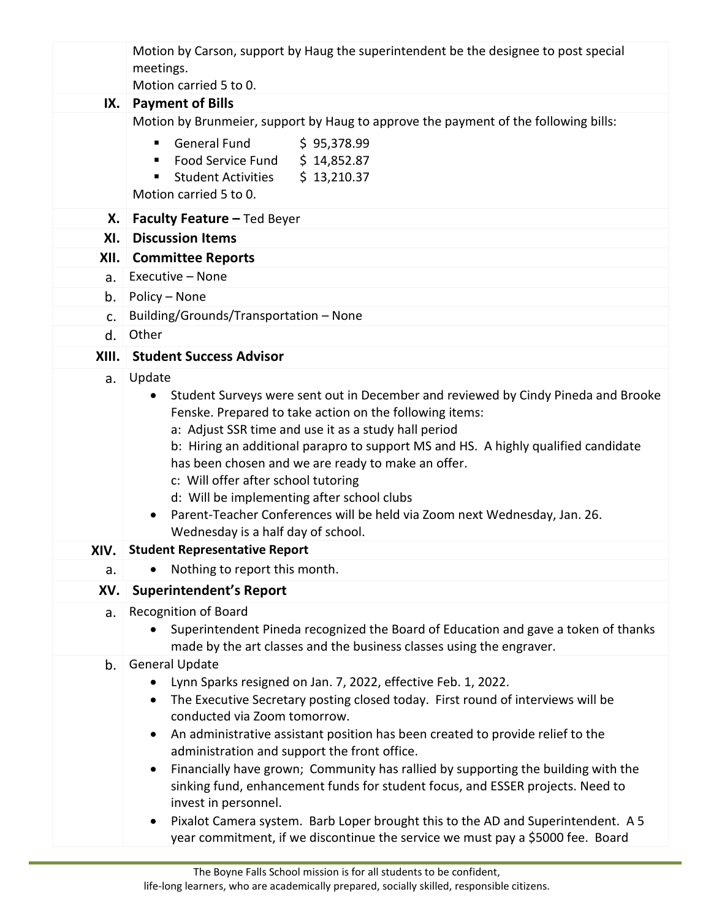Motion by Carson, support by Haug the superintendent be the designee to post special meetings.
Motion carried 5 to 0.

**IX. Payment of Bills**

Motion by Brunmeier, support by Haug to approve the payment of the following bills:

- General Fund $ 95,378.99
- Food Service Fund $ 14,852.87
- Student Activities $ 13,210.37

Motion carried 5 to 0.

**X. Faculty Feature –** Ted Beyer

**XI. Discussion Items**

**XII. Committee Reports**

a. Executive – None

b. Policy – None

c. Building/Grounds/Transportation – None

d. Other

**XIII. Student Success Advisor**

a. Update

- Student Surveys were sent out in December and reviewed by Cindy Pineda and Brooke Fenske. Prepared to take action on the following items:
  a: Adjust SSR time and use it as a study hall period
  b: Hiring an additional parapro to support MS and HS. A highly qualified candidate has been chosen and we are ready to make an offer.
  c: Will offer after school tutoring
  d: Will be implementing after school clubs
- Parent-Teacher Conferences will be held via Zoom next Wednesday, Jan. 26. Wednesday is a half day of school.

**XIV. Student Representative Report**

a.
- Nothing to report this month.

**XV. Superintendent's Report**

a. Recognition of Board

- Superintendent Pineda recognized the Board of Education and gave a token of thanks made by the art classes and the business classes using the engraver.

b. General Update

- Lynn Sparks resigned on Jan. 7, 2022, effective Feb. 1, 2022.
- The Executive Secretary posting closed today. First round of interviews will be conducted via Zoom tomorrow.
- An administrative assistant position has been created to provide relief to the administration and support the front office.
- Financially have grown; Community has rallied by supporting the building with the sinking fund, enhancement funds for student focus, and ESSER projects. Need to invest in personnel.
- Pixalot Camera system. Barb Loper brought this to the AD and Superintendent. A 5 year commitment, if we discontinue the service we must pay a $5000 fee. Board

The Boyne Falls School mission is for all students to be confident, life-long learners, who are academically prepared, socially skilled, responsible citizens.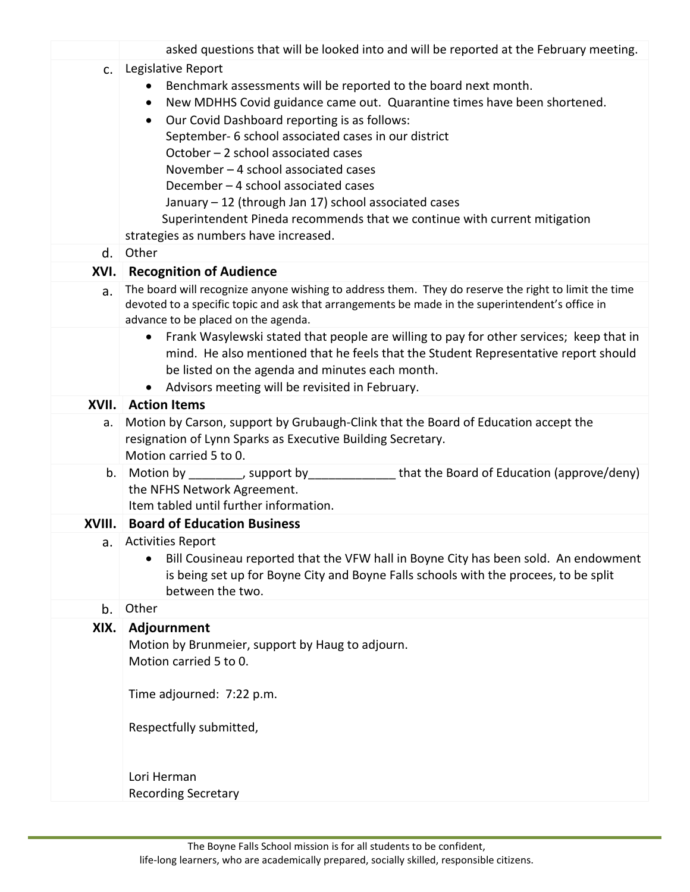asked questions that will be looked into and will be reported at the February meeting.

c. Legislative Report

- Benchmark assessments will be reported to the board next month.
- New MDHHS Covid guidance came out. Quarantine times have been shortened.
- Our Covid Dashboard reporting is as follows:
  September- 6 school associated cases in our district
  October – 2 school associated cases
  November – 4 school associated cases
  December – 4 school associated cases
  January – 12 (through Jan 17) school associated cases

Superintendent Pineda recommends that we continue with current mitigation strategies as numbers have increased.

d. Other

## XVI. Recognition of Audience

a. The board will recognize anyone wishing to address them. They do reserve the right to limit the time devoted to a specific topic and ask that arrangements be made in the superintendent's office in advance to be placed on the agenda.

- Frank Wasylewski stated that people are willing to pay for other services; keep that in mind. He also mentioned that he feels that the Student Representative report should be listed on the agenda and minutes each month.
- Advisors meeting will be revisited in February.

## XVII. Action Items

a. Motion by Carson, support by Grubaugh-Clink that the Board of Education accept the resignation of Lynn Sparks as Executive Building Secretary.
Motion carried 5 to 0.

b. Motion by ________, support by_____________ that the Board of Education (approve/deny) the NFHS Network Agreement.
Item tabled until further information.

## XVIII. Board of Education Business

a. Activities Report

- Bill Cousineau reported that the VFW hall in Boyne City has been sold. An endowment is being set up for Boyne City and Boyne Falls schools with the procees, to be split between the two.

b. Other

## XIX. Adjournment

Motion by Brunmeier, support by Haug to adjourn.
Motion carried 5 to 0.

Time adjourned: 7:22 p.m.

Respectfully submitted,

Lori Herman
Recording Secretary

The Boyne Falls School mission is for all students to be confident, life-long learners, who are academically prepared, socially skilled, responsible citizens.